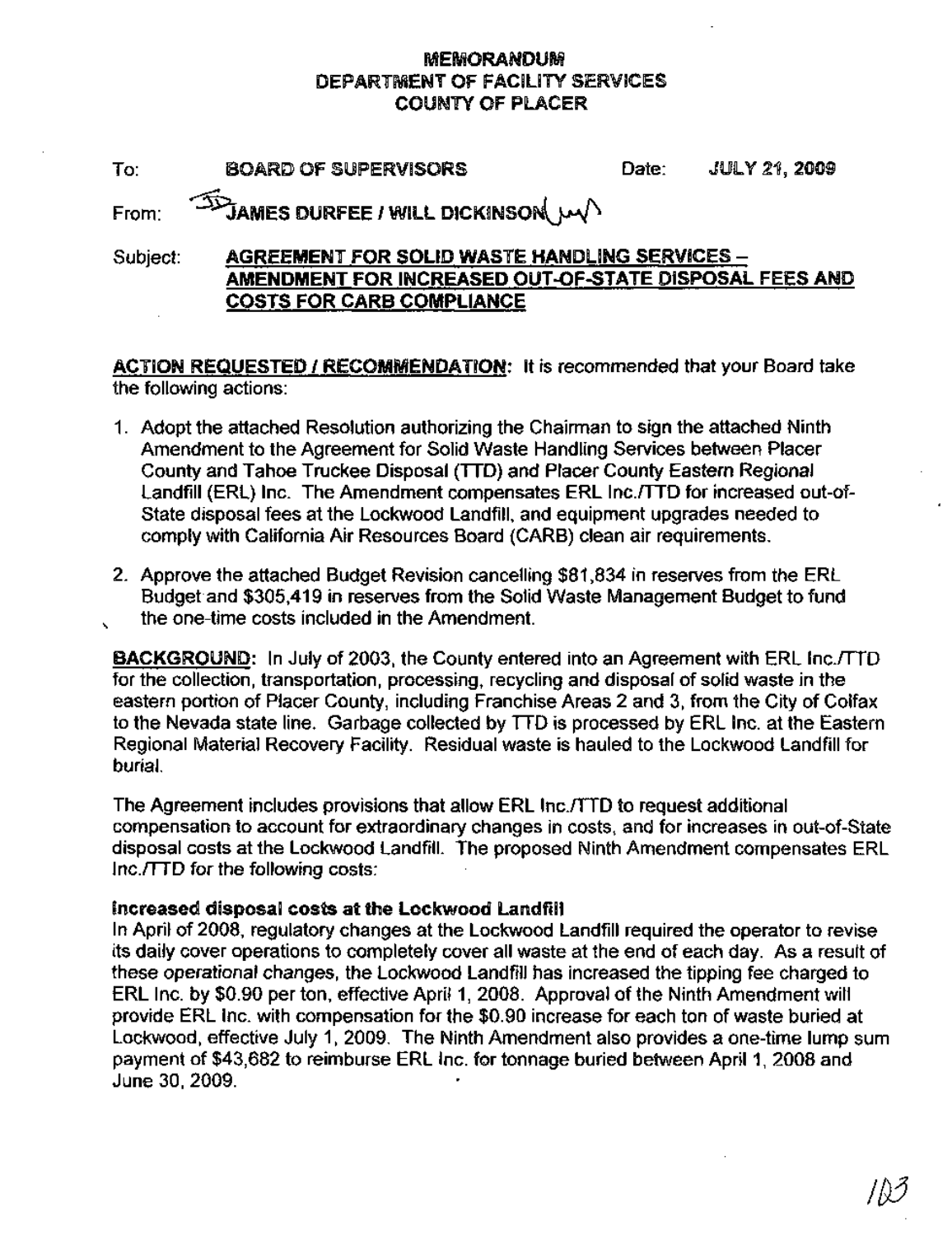# MEMORANDUM
## DEPARTMENT OF FACILITY SERVICES
## COUNTY OF PLACER

To: **BOARD OF SUPERVISORS** Date: **JULY 21, 2009**

From: **JAMES DURFEE / WILL DICKINSON**

Subject: **AGREEMENT FOR SOLID WASTE HANDLING SERVICES – AMENDMENT FOR INCREASED OUT-OF-STATE DISPOSAL FEES AND COSTS FOR CARB COMPLIANCE**

**ACTION REQUESTED / RECOMMENDATION:** It is recommended that your Board take the following actions:

1. Adopt the attached Resolution authorizing the Chairman to sign the attached Ninth Amendment to the Agreement for Solid Waste Handling Services between Placer County and Tahoe Truckee Disposal (TTD) and Placer County Eastern Regional Landfill (ERL) Inc. The Amendment compensates ERL Inc./TTD for increased out-of-State disposal fees at the Lockwood Landfill, and equipment upgrades needed to comply with California Air Resources Board (CARB) clean air requirements.

2. Approve the attached Budget Revision cancelling $81,834 in reserves from the ERL Budget and $305,419 in reserves from the Solid Waste Management Budget to fund the one-time costs included in the Amendment.

**BACKGROUND:** In July of 2003, the County entered into an Agreement with ERL Inc./TTD for the collection, transportation, processing, recycling and disposal of solid waste in the eastern portion of Placer County, including Franchise Areas 2 and 3, from the City of Colfax to the Nevada state line. Garbage collected by TTD is processed by ERL Inc. at the Eastern Regional Material Recovery Facility. Residual waste is hauled to the Lockwood Landfill for burial.

The Agreement includes provisions that allow ERL Inc./TTD to request additional compensation to account for extraordinary changes in costs, and for increases in out-of-State disposal costs at the Lockwood Landfill. The proposed Ninth Amendment compensates ERL Inc./TTD for the following costs:

**Increased disposal costs at the Lockwood Landfill**

In April of 2008, regulatory changes at the Lockwood Landfill required the operator to revise its daily cover operations to completely cover all waste at the end of each day. As a result of these operational changes, the Lockwood Landfill has increased the tipping fee charged to ERL Inc. by $0.90 per ton, effective April 1, 2008. Approval of the Ninth Amendment will provide ERL Inc. with compensation for the $0.90 increase for each ton of waste buried at Lockwood, effective July 1, 2009. The Ninth Amendment also provides a one-time lump sum payment of $43,682 to reimburse ERL Inc. for tonnage buried between April 1, 2008 and June 30, 2009.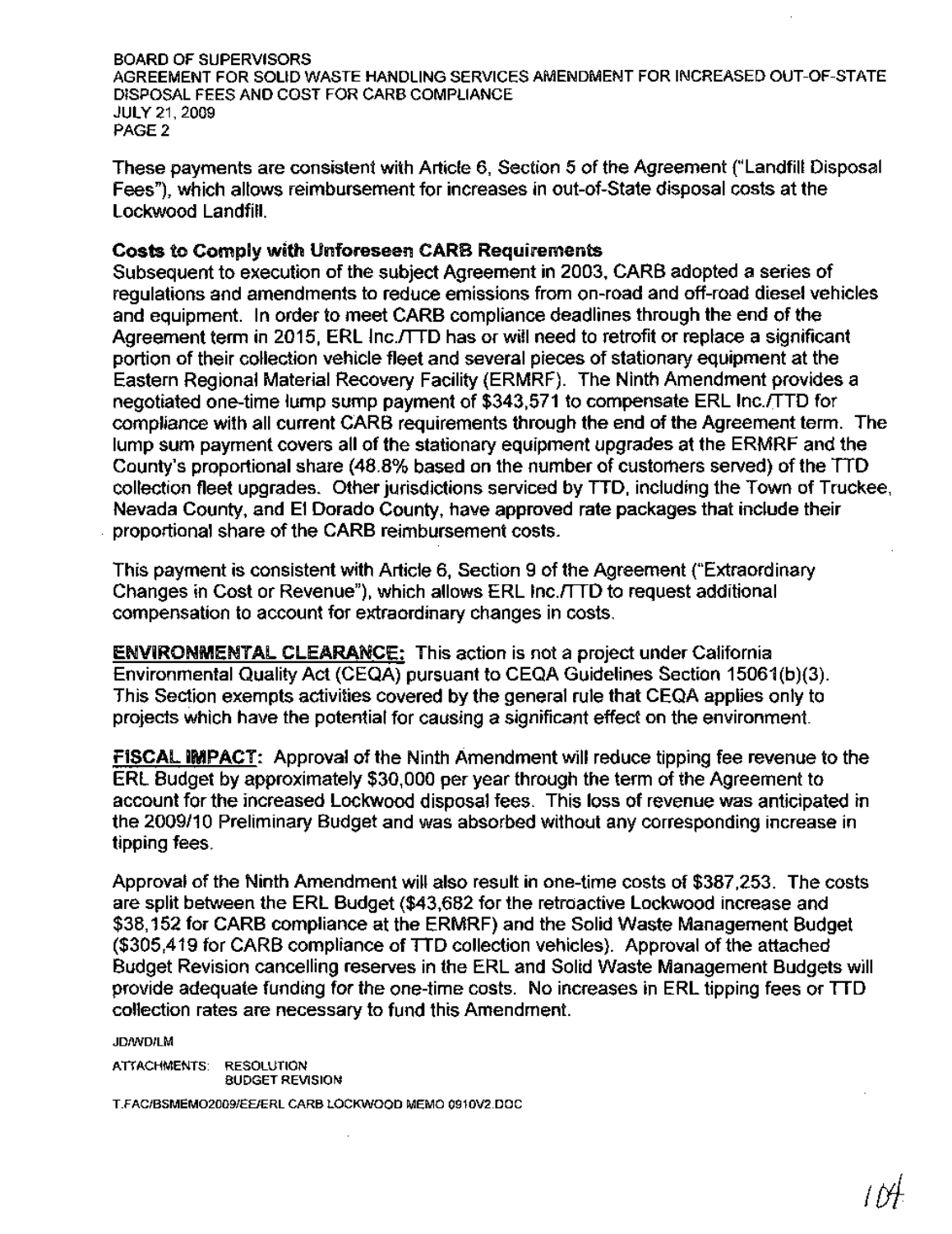These payments are consistent with Article 6, Section 5 of the Agreement ("Landfill Disposal Fees"), which allows reimbursement for increases in out-of-State disposal costs at the Lockwood Landfill.

**Costs to Comply with Unforeseen CARB Requirements**

Subsequent to execution of the subject Agreement in 2003, CARB adopted a series of regulations and amendments to reduce emissions from on-road and off-road diesel vehicles and equipment. In order to meet CARB compliance deadlines through the end of the Agreement term in 2015, ERL Inc./TTD has or will need to retrofit or replace a significant portion of their collection vehicle fleet and several pieces of stationary equipment at the Eastern Regional Material Recovery Facility (ERMRF). The Ninth Amendment provides a negotiated one-time lump sump payment of $343,571 to compensate ERL Inc./TTD for compliance with all current CARB requirements through the end of the Agreement term. The lump sum payment covers all of the stationary equipment upgrades at the ERMRF and the County's proportional share (48.8% based on the number of customers served) of the TTD collection fleet upgrades. Other jurisdictions serviced by TTD, including the Town of Truckee, Nevada County, and El Dorado County, have approved rate packages that include their proportional share of the CARB reimbursement costs.

This payment is consistent with Article 6, Section 9 of the Agreement ("Extraordinary Changes in Cost or Revenue"), which allows ERL Inc./TTD to request additional compensation to account for extraordinary changes in costs.

**ENVIRONMENTAL CLEARANCE:** This action is not a project under California Environmental Quality Act (CEQA) pursuant to CEQA Guidelines Section 15061(b)(3). This Section exempts activities covered by the general rule that CEQA applies only to projects which have the potential for causing a significant effect on the environment.

**FISCAL IMPACT:** Approval of the Ninth Amendment will reduce tipping fee revenue to the ERL Budget by approximately $30,000 per year through the term of the Agreement to account for the increased Lockwood disposal fees. This loss of revenue was anticipated in the 2009/10 Preliminary Budget and was absorbed without any corresponding increase in tipping fees.

Approval of the Ninth Amendment will also result in one-time costs of $387,253. The costs are split between the ERL Budget ($43,682 for the retroactive Lockwood increase and $38,152 for CARB compliance at the ERMRF) and the Solid Waste Management Budget ($305,419 for CARB compliance of TTD collection vehicles). Approval of the attached Budget Revision cancelling reserves in the ERL and Solid Waste Management Budgets will provide adequate funding for the one-time costs. No increases in ERL tipping fees or TTD collection rates are necessary to fund this Amendment.

JD/WD/LM

ATTACHMENTS: RESOLUTION
BUDGET REVISION

T:FAC/BSMEMO2009/EE/ERL CARB LOCKWOOD MEMO 0910V2.DOC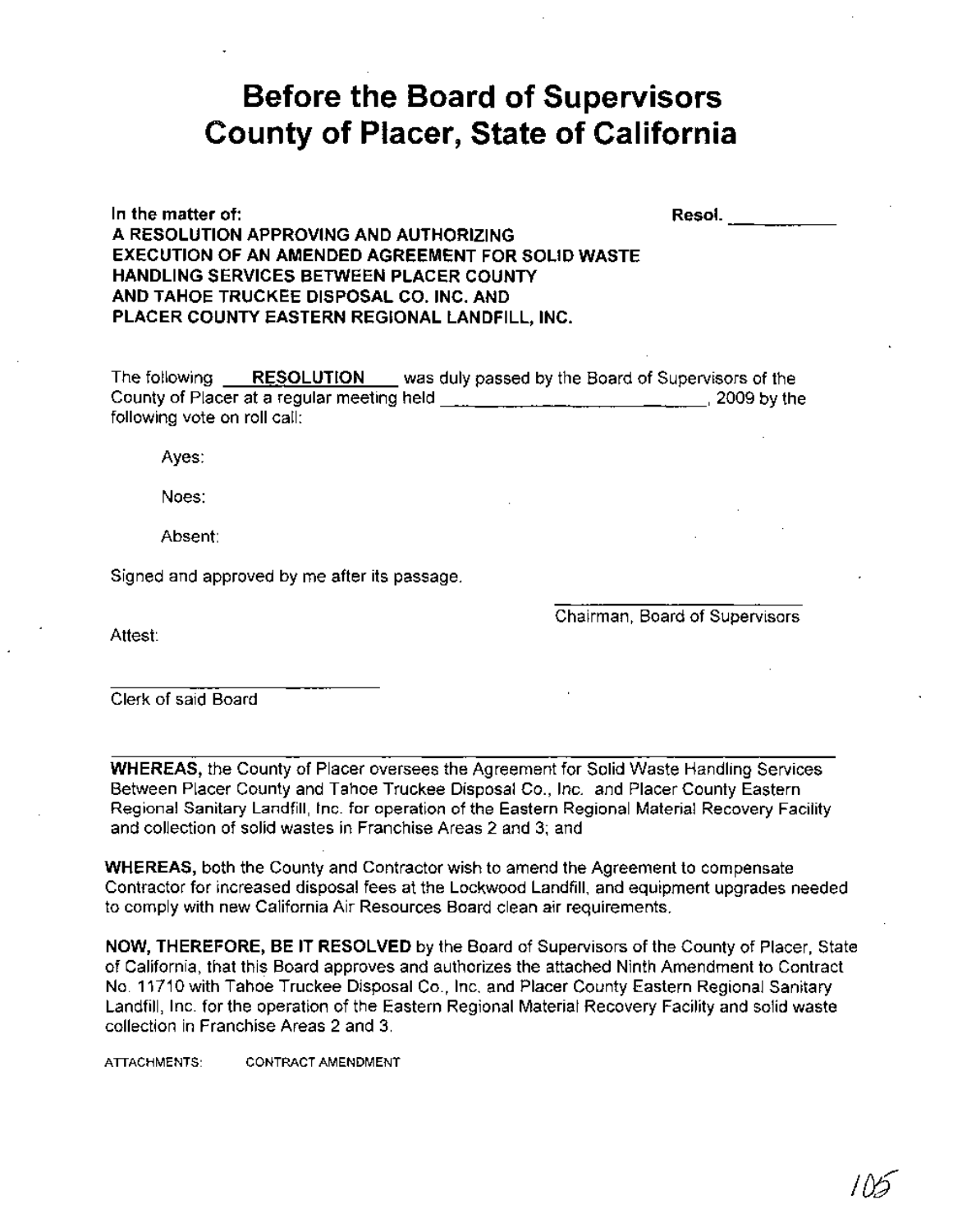# Before the Board of Supervisors County of Placer, State of California

**In the matter of:**
**A RESOLUTION APPROVING AND AUTHORIZING EXECUTION OF AN AMENDED AGREEMENT FOR SOLID WASTE HANDLING SERVICES BETWEEN PLACER COUNTY AND TAHOE TRUCKEE DISPOSAL CO. INC. AND PLACER COUNTY EASTERN REGIONAL LANDFILL, INC.**

**Resol.** __________

The following **RESOLUTION** was duly passed by the Board of Supervisors of the County of Placer at a regular meeting held ______________________, 2009 by the following vote on roll call:

Ayes:

Noes:

Absent:

Signed and approved by me after its passage.

_____________________
Chairman, Board of Supervisors

Attest:

_____________________
Clerk of said Board

---

**WHEREAS,** the County of Placer oversees the Agreement for Solid Waste Handling Services Between Placer County and Tahoe Truckee Disposal Co., Inc. and Placer County Eastern Regional Sanitary Landfill, Inc. for operation of the Eastern Regional Material Recovery Facility and collection of solid wastes in Franchise Areas 2 and 3; and

**WHEREAS,** both the County and Contractor wish to amend the Agreement to compensate Contractor for increased disposal fees at the Lockwood Landfill, and equipment upgrades needed to comply with new California Air Resources Board clean air requirements.

**NOW, THEREFORE, BE IT RESOLVED** by the Board of Supervisors of the County of Placer, State of California, that this Board approves and authorizes the attached Ninth Amendment to Contract No. 11710 with Tahoe Truckee Disposal Co., Inc. and Placer County Eastern Regional Sanitary Landfill, Inc. for the operation of the Eastern Regional Material Recovery Facility and solid waste collection in Franchise Areas 2 and 3.

ATTACHMENTS: CONTRACT AMENDMENT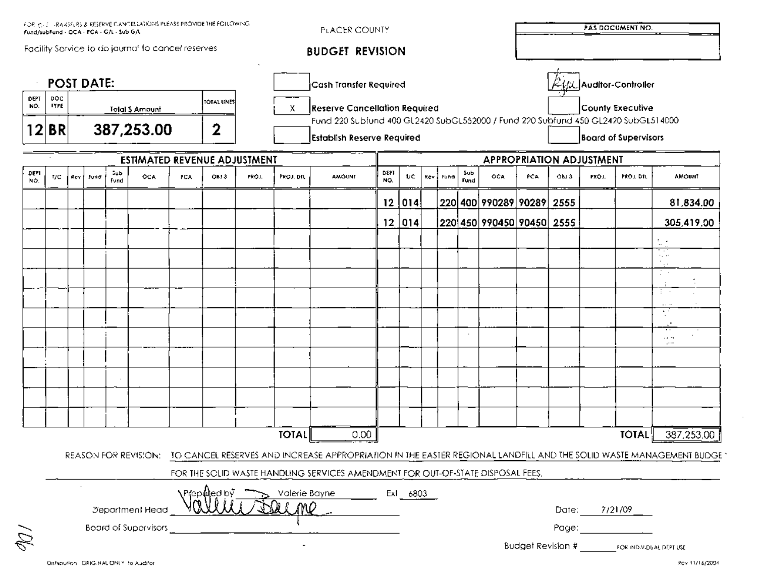FOR G/L TRANSFERS & RESERVE CANCELLATIONS PLEASE PROVIDE THE FOLLOWING
Fund/subFund - OCA - PCA - G/L - Sub G/L

Facility Service to do journal to cancel reserves

PLACER COUNTY

## BUDGET REVISION

| PAS DOCUMENT NO. |
|---|
| |

## POST DATE:

| DEPT NO. | DOC TYPE | Total $ Amount | TOTAL LINES |
|---|---|---|---|
| 12 | BR | 387,253.00 | 2 |

[ ] Cash Transfer Required

[X] Reserve Cancellation Required
Fund 220 Subfund 400 GL2420 SubGL552000 / Fund 220 Subfund 450 GL2420 SubGL514000

[ ] Establish Reserve Required

[Kjm] Auditor-Controller

[ ] County Executive

[ ] Board of Supervisors

### ESTIMATED REVENUE ADJUSTMENT

| DEPT NO. | T/C | Rev | Fund | Sub Fund | OCA | PCA | OBJ 3 | PROJ. | PROJ. DTL | AMOUNT |
|---|---|---|---|---|---|---|---|---|---|---|
| | | | | | | | | | | |
| | | | | | | | | | TOTAL | 0.00 |

### APPROPRIATION ADJUSTMENT

| DEPT NO. | T/C | Rev | Fund | Sub Fund | OCA | PCA | OBJ 3 | PROJ. | PROJ. DTL | AMOUNT |
|---|---|---|---|---|---|---|---|---|---|---|
| 12 | 014 | | 220 | 400 | 990289 | 90289 | 2555 | | | 81,834.00 |
| 12 | 014 | | 220 | 450 | 990450 | 90450 | 2555 | | | 305,419.00 |
| | | | | | | | | | TOTAL | 387,253.00 |

REASON FOR REVISION: TO CANCEL RESERVES AND INCREASE APPROPRIATION IN THE EASTER REGIONAL LANDFILL AND THE SOLID WASTE MANAGEMENT BUDGET FOR THE SOLID WASTE HANDLING SERVICES AMENDMENT FOR OUT-OF-STATE DISPOSAL FEES.

Prepared by Valerie Bayne Ext 6803

Department Head Valerie Bayne Date: 7/21/09

Board of Supervisors ______________ Page: ______________

Budget Revision # ________ FOR INDIVIDUAL DEPT USE

Distribution: ORIGINAL ONLY to Auditor

Rev 11/16/2004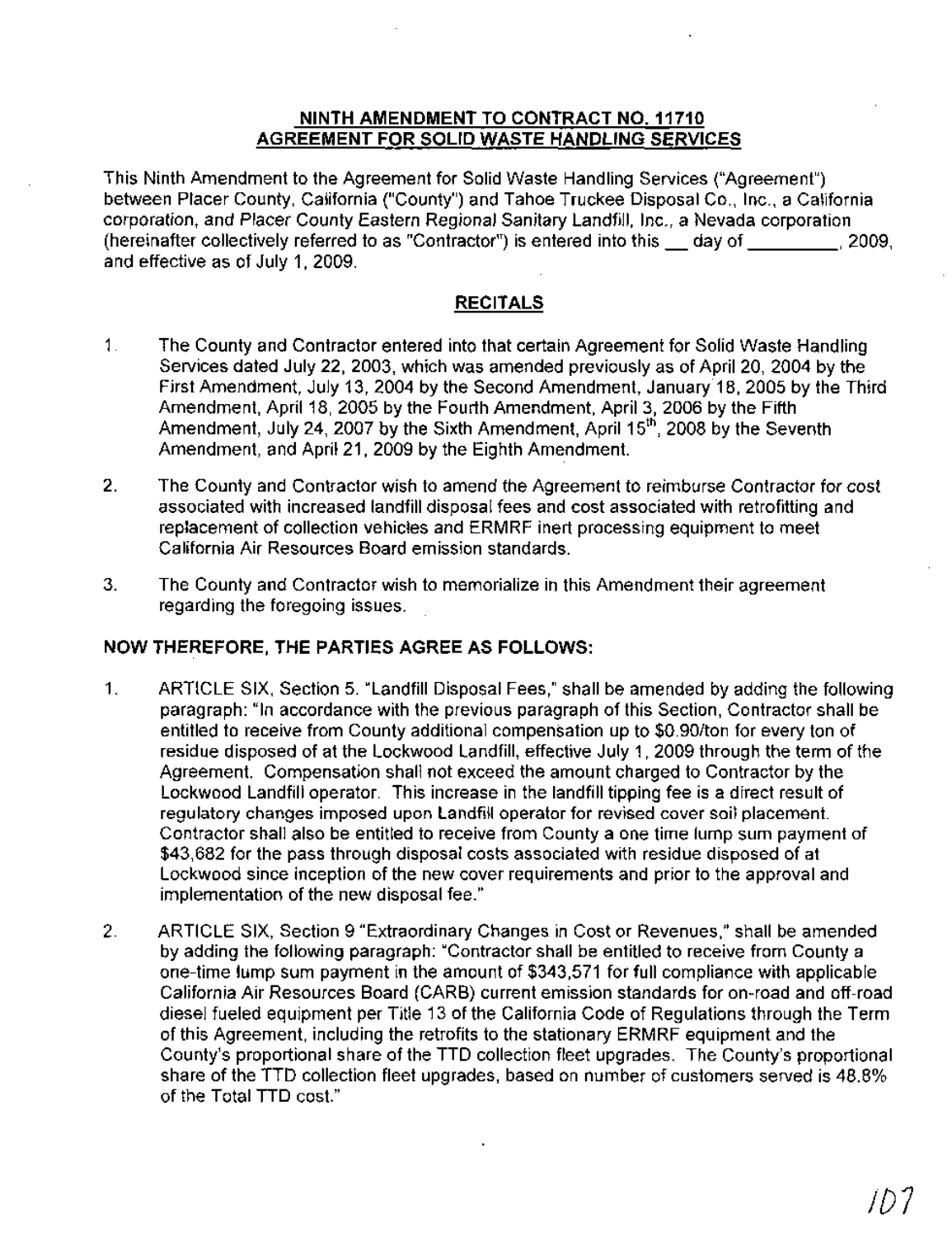**NINTH AMENDMENT TO CONTRACT NO. 11710**
**AGREEMENT FOR SOLID WASTE HANDLING SERVICES**

This Ninth Amendment to the Agreement for Solid Waste Handling Services ("Agreement") between Placer County, California ("County") and Tahoe Truckee Disposal Co., Inc., a California corporation, and Placer County Eastern Regional Sanitary Landfill, Inc., a Nevada corporation (hereinafter collectively referred to as "Contractor") is entered into this __ day of _________, 2009, and effective as of July 1, 2009.

**RECITALS**

1. The County and Contractor entered into that certain Agreement for Solid Waste Handling Services dated July 22, 2003, which was amended previously as of April 20, 2004 by the First Amendment, July 13, 2004 by the Second Amendment, January 18, 2005 by the Third Amendment, April 18, 2005 by the Fourth Amendment, April 3, 2006 by the Fifth Amendment, July 24, 2007 by the Sixth Amendment, April 15th, 2008 by the Seventh Amendment, and April 21, 2009 by the Eighth Amendment.

2. The County and Contractor wish to amend the Agreement to reimburse Contractor for cost associated with increased landfill disposal fees and cost associated with retrofitting and replacement of collection vehicles and ERMRF inert processing equipment to meet California Air Resources Board emission standards.

3. The County and Contractor wish to memorialize in this Amendment their agreement regarding the foregoing issues.

**NOW THEREFORE, THE PARTIES AGREE AS FOLLOWS:**

1. ARTICLE SIX, Section 5. "Landfill Disposal Fees," shall be amended by adding the following paragraph: "In accordance with the previous paragraph of this Section, Contractor shall be entitled to receive from County additional compensation up to $0.90/ton for every ton of residue disposed of at the Lockwood Landfill, effective July 1, 2009 through the term of the Agreement. Compensation shall not exceed the amount charged to Contractor by the Lockwood Landfill operator. This increase in the landfill tipping fee is a direct result of regulatory changes imposed upon Landfill operator for revised cover soil placement. Contractor shall also be entitled to receive from County a one time lump sum payment of $43,682 for the pass through disposal costs associated with residue disposed of at Lockwood since inception of the new cover requirements and prior to the approval and implementation of the new disposal fee."

2. ARTICLE SIX, Section 9 "Extraordinary Changes in Cost or Revenues," shall be amended by adding the following paragraph: "Contractor shall be entitled to receive from County a one-time lump sum payment in the amount of $343,571 for full compliance with applicable California Air Resources Board (CARB) current emission standards for on-road and off-road diesel fueled equipment per Title 13 of the California Code of Regulations through the Term of this Agreement, including the retrofits to the stationary ERMRF equipment and the County's proportional share of the TTD collection fleet upgrades. The County's proportional share of the TTD collection fleet upgrades, based on number of customers served is 48.8% of the Total TTD cost."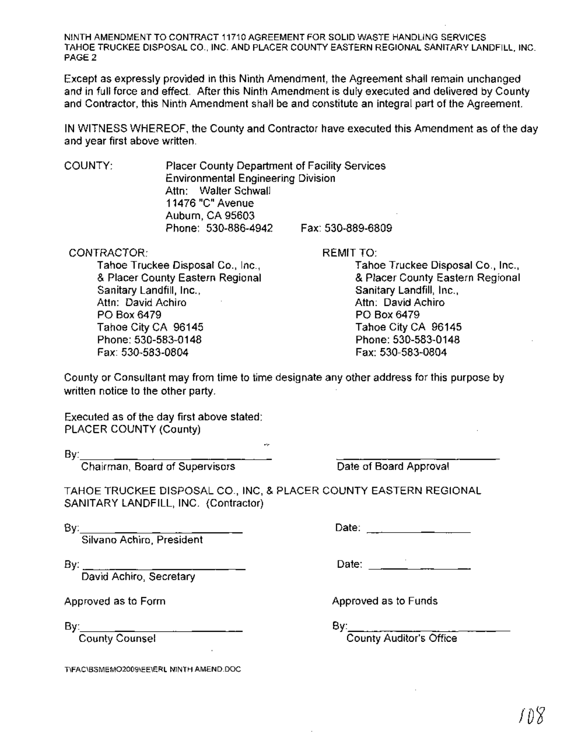Except as expressly provided in this Ninth Amendment, the Agreement shall remain unchanged and in full force and effect. After this Ninth Amendment is duly executed and delivered by County and Contractor, this Ninth Amendment shall be and constitute an integral part of the Agreement.

IN WITNESS WHEREOF, the County and Contractor have executed this Amendment as of the day and year first above written.

COUNTY: Placer County Department of Facility Services
Environmental Engineering Division
Attn: Walter Schwall
11476 "C" Avenue
Auburn, CA 95603
Phone: 530-886-4942 Fax: 530-889-6809

CONTRACTOR:
Tahoe Truckee Disposal Co., Inc.,
& Placer County Eastern Regional
Sanitary Landfill, Inc.,
Attn: David Achiro
PO Box 6479
Tahoe City CA 96145
Phone: 530-583-0148
Fax: 530-583-0804

REMIT TO:
Tahoe Truckee Disposal Co., Inc.,
& Placer County Eastern Regional
Sanitary Landfill, Inc.,
Attn: David Achiro
PO Box 6479
Tahoe City CA 96145
Phone: 530-583-0148
Fax: 530-583-0804

County or Consultant may from time to time designate any other address for this purpose by written notice to the other party.

Executed as of the day first above stated:
PLACER COUNTY (County)

By: ______________________________ ______________________
Chairman, Board of Supervisors Date of Board Approval

TAHOE TRUCKEE DISPOSAL CO., INC, & PLACER COUNTY EASTERN REGIONAL SANITARY LANDFILL, INC. (Contractor)

By: ______________________________ Date: ________________
Silvano Achiro, President

By: ______________________________ Date: ________________
David Achiro, Secretary

Approved as to Form

By: ______________________________
County Counsel

Approved as to Funds

By: ______________________________
County Auditor's Office

T\FAC\BSMEMO2009\EE\ERL NINTH AMEND.DOC